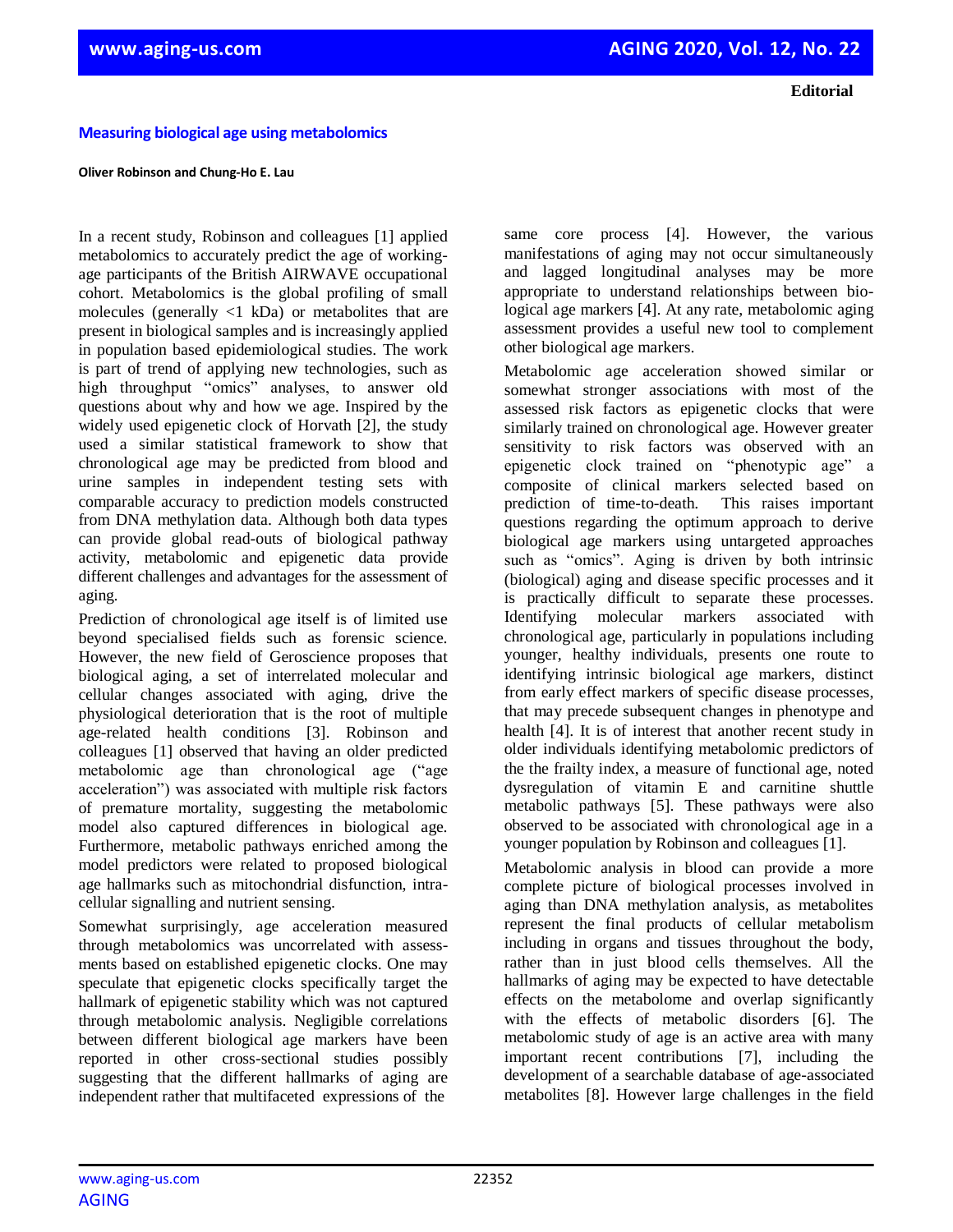**Editorial**

## Measuring biological age using metabolomics

**Oliver Robinson and Chung-Ho E. Lau**

In a recent study, Robinson and colleagues [1] applied metabolomics to accurately predict the age of working-age participants of the British AIRWAVE occupational cohort. Metabolomics is the global profiling of small molecules (generally <1 kDa) or metabolites that are present in biological samples and is increasingly applied in population based epidemiological studies. The work is part of trend of applying new technologies, such as high throughput "omics" analyses, to answer old questions about why and how we age. Inspired by the widely used epigenetic clock of Horvath [2], the study used a similar statistical framework to show that chronological age may be predicted from blood and urine samples in independent testing sets with comparable accuracy to prediction models constructed from DNA methylation data. Although both data types can provide global read-outs of biological pathway activity, metabolomic and epigenetic data provide different challenges and advantages for the assessment of aging.

Prediction of chronological age itself is of limited use beyond specialised fields such as forensic science. However, the new field of Geroscience proposes that biological aging, a set of interrelated molecular and cellular changes associated with aging, drive the physiological deterioration that is the root of multiple age-related health conditions [3]. Robinson and colleagues [1] observed that having an older predicted metabolomic age than chronological age ("age acceleration") was associated with multiple risk factors of premature mortality, suggesting the metabolomic model also captured differences in biological age. Furthermore, metabolic pathways enriched among the model predictors were related to proposed biological age hallmarks such as mitochondrial disfunction, intra-cellular signalling and nutrient sensing.

Somewhat surprisingly, age acceleration measured through metabolomics was uncorrelated with assessments based on established epigenetic clocks. One may speculate that epigenetic clocks specifically target the hallmark of epigenetic stability which was not captured through metabolomic analysis. Negligible correlations between different biological age markers have been reported in other cross-sectional studies possibly suggesting that the different hallmarks of aging are independent rather that multifaceted expressions of the same core process [4]. However, the various manifestations of aging may not occur simultaneously and lagged longitudinal analyses may be more appropriate to understand relationships between biological age markers [4]. At any rate, metabolomic aging assessment provides a useful new tool to complement other biological age markers.

Metabolomic age acceleration showed similar or somewhat stronger associations with most of the assessed risk factors as epigenetic clocks that were similarly trained on chronological age. However greater sensitivity to risk factors was observed with an epigenetic clock trained on "phenotypic age" a composite of clinical markers selected based on prediction of time-to-death. This raises important questions regarding the optimum approach to derive biological age markers using untargeted approaches such as "omics". Aging is driven by both intrinsic (biological) aging and disease specific processes and it is practically difficult to separate these processes. Identifying molecular markers associated with chronological age, particularly in populations including younger, healthy individuals, presents one route to identifying intrinsic biological age markers, distinct from early effect markers of specific disease processes, that may precede subsequent changes in phenotype and health [4]. It is of interest that another recent study in older individuals identifying metabolomic predictors of the the frailty index, a measure of functional age, noted dysregulation of vitamin E and carnitine shuttle metabolic pathways [5]. These pathways were also observed to be associated with chronological age in a younger population by Robinson and colleagues [1].

Metabolomic analysis in blood can provide a more complete picture of biological processes involved in aging than DNA methylation analysis, as metabolites represent the final products of cellular metabolism including in organs and tissues throughout the body, rather than in just blood cells themselves. All the hallmarks of aging may be expected to have detectable effects on the metabolome and overlap significantly with the effects of metabolic disorders [6]. The metabolomic study of age is an active area with many important recent contributions [7], including the development of a searchable database of age-associated metabolites [8]. However large challenges in the field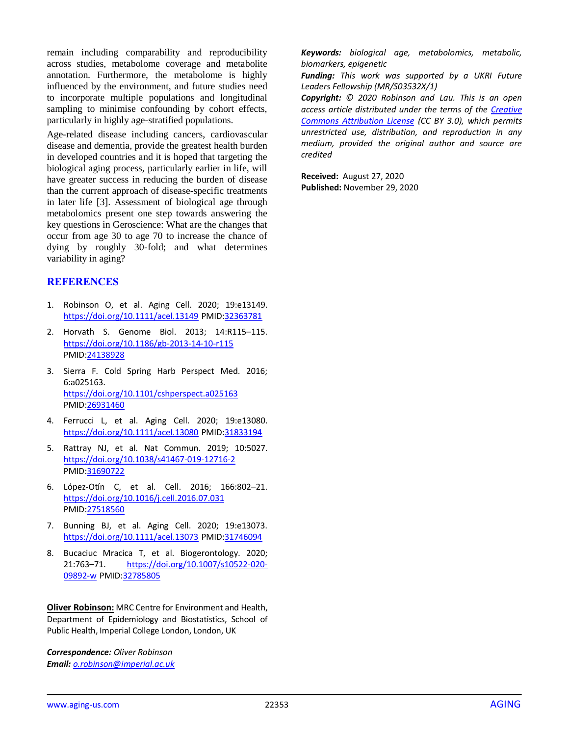remain including comparability and reproducibility across studies, metabolome coverage and metabolite annotation. Furthermore, the metabolome is highly influenced by the environment, and future studies need to incorporate multiple populations and longitudinal sampling to minimise confounding by cohort effects, particularly in highly age-stratified populations.

Age-related disease including cancers, cardiovascular disease and dementia, provide the greatest health burden in developed countries and it is hoped that targeting the biological aging process, particularly earlier in life, will have greater success in reducing the burden of disease than the current approach of disease-specific treatments in later life [3]. Assessment of biological age through metabolomics present one step towards answering the key questions in Geroscience: What are the changes that occur from age 30 to age 70 to increase the chance of dying by roughly 30-fold; and what determines variability in aging?

## REFERENCES

1. Robinson O, et al. Aging Cell. 2020; 19:e13149. https://doi.org/10.1111/acel.13149 PMID:32363781
2. Horvath S. Genome Biol. 2013; 14:R115–115. https://doi.org/10.1186/gb-2013-14-10-r115 PMID:24138928
3. Sierra F. Cold Spring Harb Perspect Med. 2016; 6:a025163. https://doi.org/10.1101/cshperspect.a025163 PMID:26931460
4. Ferrucci L, et al. Aging Cell. 2020; 19:e13080. https://doi.org/10.1111/acel.13080 PMID:31833194
5. Rattray NJ, et al. Nat Commun. 2019; 10:5027. https://doi.org/10.1038/s41467-019-12716-2 PMID:31690722
6. López-Otín C, et al. Cell. 2016; 166:802–21. https://doi.org/10.1016/j.cell.2016.07.031 PMID:27518560
7. Bunning BJ, et al. Aging Cell. 2020; 19:e13073. https://doi.org/10.1111/acel.13073 PMID:31746094
8. Bucaciuc Mracica T, et al. Biogerontology. 2020; 21:763–71. https://doi.org/10.1007/s10522-020-09892-w PMID:32785805

**Oliver Robinson:** MRC Centre for Environment and Health, Department of Epidemiology and Biostatistics, School of Public Health, Imperial College London, London, UK

***Correspondence:*** *Oliver Robinson*
***Email:*** *o.robinson@imperial.ac.uk*

***Keywords:*** *biological age, metabolomics, metabolic, biomarkers, epigenetic*
***Funding:*** *This work was supported by a UKRI Future Leaders Fellowship (MR/S03532X/1)*
***Copyright:*** *© 2020 Robinson and Lau. This is an open access article distributed under the terms of the Creative Commons Attribution License (CC BY 3.0), which permits unrestricted use, distribution, and reproduction in any medium, provided the original author and source are credited*

**Received:** August 27, 2020
**Published:** November 29, 2020